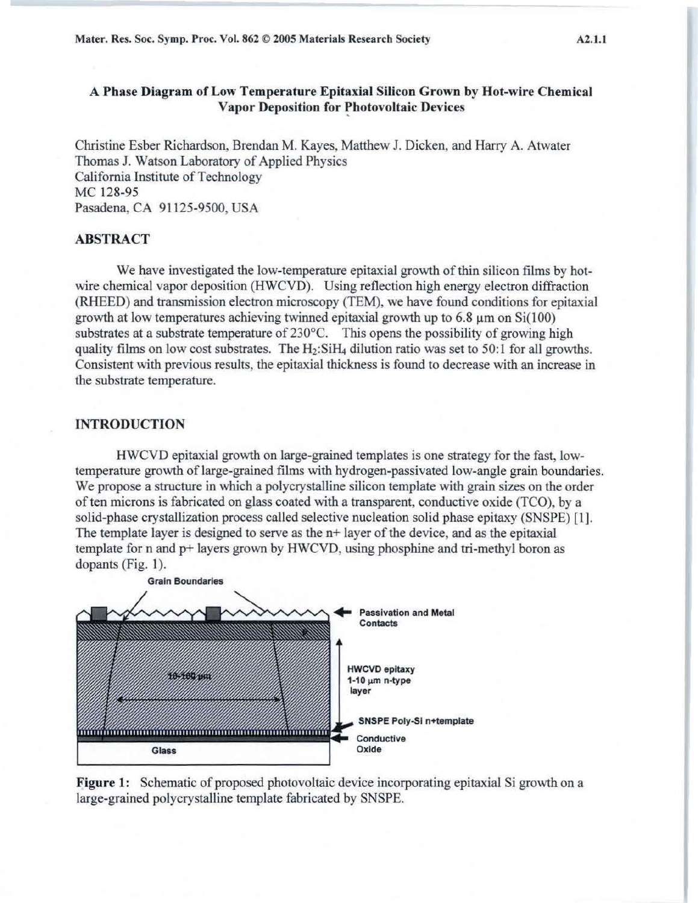# A Phase Diagram of Low Temperature Epitaxial Silicon Grown by Hot-wire Chemical Vapor Deposition for Photovoltaic Devices

Christine Esber Richardson, Brendan M. Kayes, Matthew J. Dicken, and Harry A. Atwater
Thomas J. Watson Laboratory of Applied Physics
California Institute of Technology
MC 128-95
Pasadena, CA 91125-9500, USA

## ABSTRACT

We have investigated the low-temperature epitaxial growth of thin silicon films by hot-wire chemical vapor deposition (HWCVD). Using reflection high energy electron diffraction (RHEED) and transmission electron microscopy (TEM), we have found conditions for epitaxial growth at low temperatures achieving twinned epitaxial growth up to 6.8 μm on Si(100) substrates at a substrate temperature of 230°C. This opens the possibility of growing high quality films on low cost substrates. The $H_2$:$SiH_4$ dilution ratio was set to 50:1 for all growths. Consistent with previous results, the epitaxial thickness is found to decrease with an increase in the substrate temperature.

## INTRODUCTION

HWCVD epitaxial growth on large-grained templates is one strategy for the fast, low-temperature growth of large-grained films with hydrogen-passivated low-angle grain boundaries. We propose a structure in which a polycrystalline silicon template with grain sizes on the order of ten microns is fabricated on glass coated with a transparent, conductive oxide (TCO), by a solid-phase crystallization process called selective nucleation solid phase epitaxy (SNSPE) [1]. The template layer is designed to serve as the n+ layer of the device, and as the epitaxial template for n and p+ layers grown by HWCVD, using phosphine and tri-methyl boron as dopants (Fig. 1).

Grain Boundaries

10-100 μm

Passivation and Metal Contacts

HWCVD epitaxy 1-10 μm n-type layer

SNSPE Poly-Si n+template

Conductive Oxide

Glass

**Figure 1:** Schematic of proposed photovoltaic device incorporating epitaxial Si growth on a large-grained polycrystalline template fabricated by SNSPE.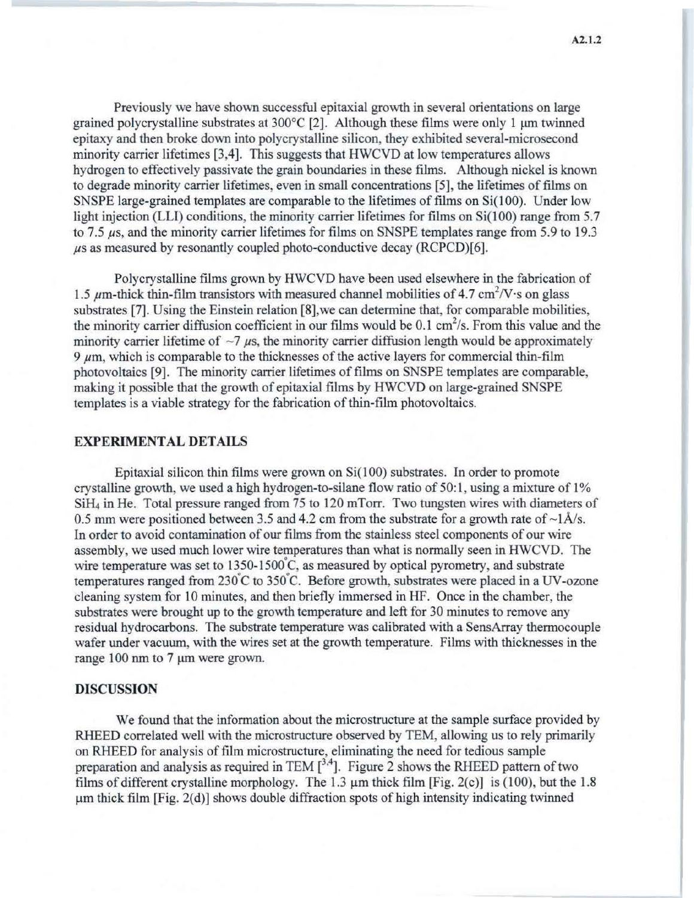Previously we have shown successful epitaxial growth in several orientations on large grained polycrystalline substrates at 300°C [2]. Although these films were only 1 μm twinned epitaxy and then broke down into polycrystalline silicon, they exhibited several-microsecond minority carrier lifetimes [3,4]. This suggests that HWCVD at low temperatures allows hydrogen to effectively passivate the grain boundaries in these films. Although nickel is known to degrade minority carrier lifetimes, even in small concentrations [5], the lifetimes of films on SNSPE large-grained templates are comparable to the lifetimes of films on Si(100). Under low light injection (LLI) conditions, the minority carrier lifetimes for films on Si(100) range from 5.7 to 7.5 μs, and the minority carrier lifetimes for films on SNSPE templates range from 5.9 to 19.3 μs as measured by resonantly coupled photo-conductive decay (RCPCD)[6].

Polycrystalline films grown by HWCVD have been used elsewhere in the fabrication of 1.5 μm-thick thin-film transistors with measured channel mobilities of 4.7 $cm^2/V{\cdot}s$ on glass substrates [7]. Using the Einstein relation [8],we can determine that, for comparable mobilities, the minority carrier diffusion coefficient in our films would be 0.1 $cm^2/s$. From this value and the minority carrier lifetime of ~7 μs, the minority carrier diffusion length would be approximately 9 μm, which is comparable to the thicknesses of the active layers for commercial thin-film photovoltaics [9]. The minority carrier lifetimes of films on SNSPE templates are comparable, making it possible that the growth of epitaxial films by HWCVD on large-grained SNSPE templates is a viable strategy for the fabrication of thin-film photovoltaics.

## EXPERIMENTAL DETAILS

Epitaxial silicon thin films were grown on Si(100) substrates. In order to promote crystalline growth, we used a high hydrogen-to-silane flow ratio of 50:1, using a mixture of 1% $SiH_4$ in He. Total pressure ranged from 75 to 120 mTorr. Two tungsten wires with diameters of 0.5 mm were positioned between 3.5 and 4.2 cm from the substrate for a growth rate of ~1Å/s. In order to avoid contamination of our films from the stainless steel components of our wire assembly, we used much lower wire temperatures than what is normally seen in HWCVD. The wire temperature was set to 1350-1500°C, as measured by optical pyrometry, and substrate temperatures ranged from 230°C to 350°C. Before growth, substrates were placed in a UV-ozone cleaning system for 10 minutes, and then briefly immersed in HF. Once in the chamber, the substrates were brought up to the growth temperature and left for 30 minutes to remove any residual hydrocarbons. The substrate temperature was calibrated with a SensArray thermocouple wafer under vacuum, with the wires set at the growth temperature. Films with thicknesses in the range 100 nm to 7 μm were grown.

## DISCUSSION

We found that the information about the microstructure at the sample surface provided by RHEED correlated well with the microstructure observed by TEM, allowing us to rely primarily on RHEED for analysis of film microstructure, eliminating the need for tedious sample preparation and analysis as required in TEM [3,4]. Figure 2 shows the RHEED pattern of two films of different crystalline morphology. The 1.3 μm thick film [Fig. 2(c)] is (100), but the 1.8 μm thick film [Fig. 2(d)] shows double diffraction spots of high intensity indicating twinned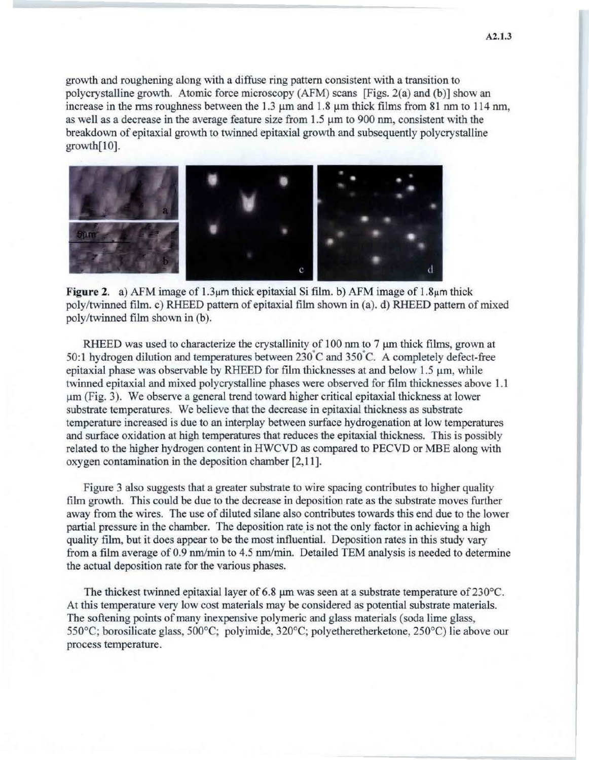growth and roughening along with a diffuse ring pattern consistent with a transition to polycrystalline growth. Atomic force microscopy (AFM) scans [Figs. 2(a) and (b)] show an increase in the rms roughness between the 1.3 μm and 1.8 μm thick films from 81 nm to 114 nm, as well as a decrease in the average feature size from 1.5 μm to 900 nm, consistent with the breakdown of epitaxial growth to twinned epitaxial growth and subsequently polycrystalline growth[10].

**Figure 2.** a) AFM image of 1.3μm thick epitaxial Si film. b) AFM image of 1.8μm thick poly/twinned film. c) RHEED pattern of epitaxial film shown in (a). d) RHEED pattern of mixed poly/twinned film shown in (b).

RHEED was used to characterize the crystallinity of 100 nm to 7 μm thick films, grown at 50:1 hydrogen dilution and temperatures between 230°C and 350°C. A completely defect-free epitaxial phase was observable by RHEED for film thicknesses at and below 1.5 μm, while twinned epitaxial and mixed polycrystalline phases were observed for film thicknesses above 1.1 μm (Fig. 3). We observe a general trend toward higher critical epitaxial thickness at lower substrate temperatures. We believe that the decrease in epitaxial thickness as substrate temperature increased is due to an interplay between surface hydrogenation at low temperatures and surface oxidation at high temperatures that reduces the epitaxial thickness. This is possibly related to the higher hydrogen content in HWCVD as compared to PECVD or MBE along with oxygen contamination in the deposition chamber [2,11].

Figure 3 also suggests that a greater substrate to wire spacing contributes to higher quality film growth. This could be due to the decrease in deposition rate as the substrate moves further away from the wires. The use of diluted silane also contributes towards this end due to the lower partial pressure in the chamber. The deposition rate is not the only factor in achieving a high quality film, but it does appear to be the most influential. Deposition rates in this study vary from a film average of 0.9 nm/min to 4.5 nm/min. Detailed TEM analysis is needed to determine the actual deposition rate for the various phases.

The thickest twinned epitaxial layer of 6.8 μm was seen at a substrate temperature of 230°C. At this temperature very low cost materials may be considered as potential substrate materials. The softening points of many inexpensive polymeric and glass materials (soda lime glass, 550°C; borosilicate glass, 500°C; polyimide, 320°C; polyetheretherketone, 250°C) lie above our process temperature.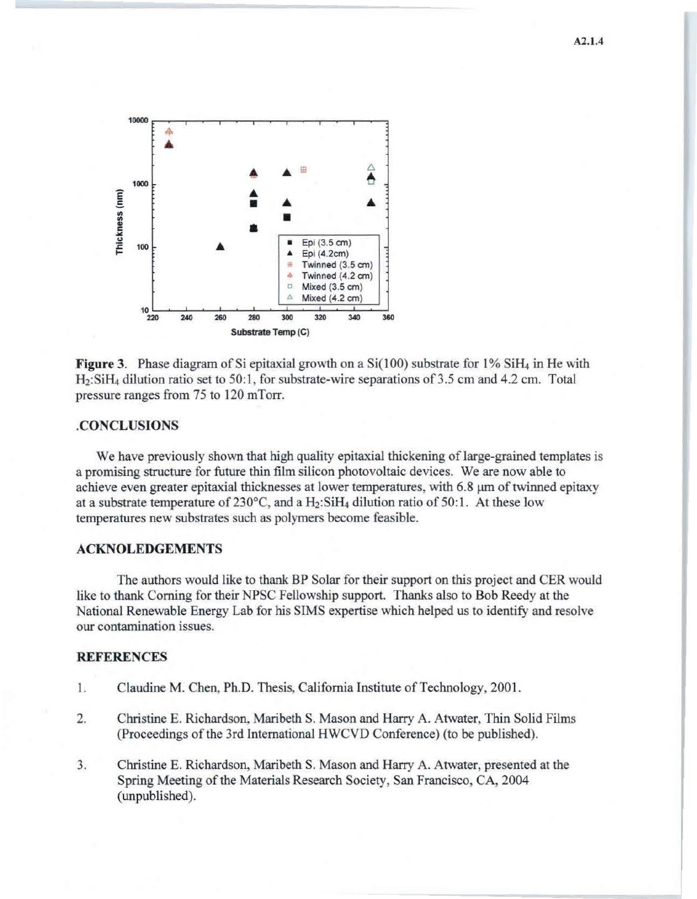**Figure 3.** Phase diagram of Si epitaxial growth on a Si(100) substrate for 1% $SiH_4$ in He with $H_2$:$SiH_4$ dilution ratio set to 50:1, for substrate-wire separations of 3.5 cm and 4.2 cm. Total pressure ranges from 75 to 120 mTorr.

## .CONCLUSIONS

We have previously shown that high quality epitaxial thickening of large-grained templates is a promising structure for future thin film silicon photovoltaic devices. We are now able to achieve even greater epitaxial thicknesses at lower temperatures, with 6.8 μm of twinned epitaxy at a substrate temperature of 230°C, and a $H_2$:$SiH_4$ dilution ratio of 50:1. At these low temperatures new substrates such as polymers become feasible.

## ACKNOLEDGEMENTS

The authors would like to thank BP Solar for their support on this project and CER would like to thank Corning for their NPSC Fellowship support. Thanks also to Bob Reedy at the National Renewable Energy Lab for his SIMS expertise which helped us to identify and resolve our contamination issues.

## REFERENCES

1. Claudine M. Chen, Ph.D. Thesis, California Institute of Technology, 2001.
2. Christine E. Richardson, Maribeth S. Mason and Harry A. Atwater, Thin Solid Films (Proceedings of the 3rd International HWCVD Conference) (to be published).
3. Christine E. Richardson, Maribeth S. Mason and Harry A. Atwater, presented at the Spring Meeting of the Materials Research Society, San Francisco, CA, 2004 (unpublished).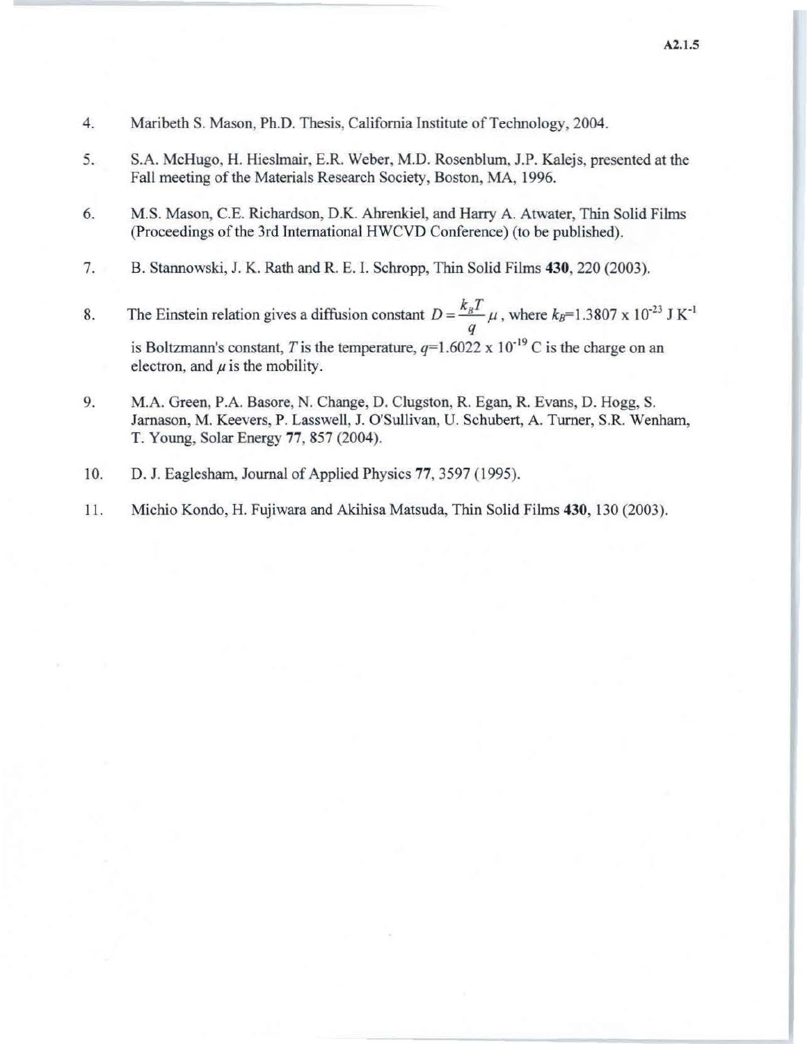4. Maribeth S. Mason, Ph.D. Thesis, California Institute of Technology, 2004.

5. S.A. McHugo, H. Hieslmair, E.R. Weber, M.D. Rosenblum, J.P. Kalejs, presented at the Fall meeting of the Materials Research Society, Boston, MA, 1996.

6. M.S. Mason, C.E. Richardson, D.K. Ahrenkiel, and Harry A. Atwater, Thin Solid Films (Proceedings of the 3rd International HWCVD Conference) (to be published).

7. B. Stannowski, J. K. Rath and R. E. I. Schropp, Thin Solid Films **430**, 220 (2003).

8. The Einstein relation gives a diffusion constant $D = \frac{k_B T}{q}\mu$, where $k_B$=1.3807 x $10^{-23}$ J $K^{-1}$ is Boltzmann's constant, $T$ is the temperature, $q$=1.6022 x $10^{-19}$ C is the charge on an electron, and $\mu$ is the mobility.

9. M.A. Green, P.A. Basore, N. Change, D. Clugston, R. Egan, R. Evans, D. Hogg, S. Jarnason, M. Keevers, P. Lasswell, J. O'Sullivan, U. Schubert, A. Turner, S.R. Wenham, T. Young, Solar Energy **77**, 857 (2004).

10. D. J. Eaglesham, Journal of Applied Physics **77**, 3597 (1995).

11. Michio Kondo, H. Fujiwara and Akihisa Matsuda, Thin Solid Films **430**, 130 (2003).